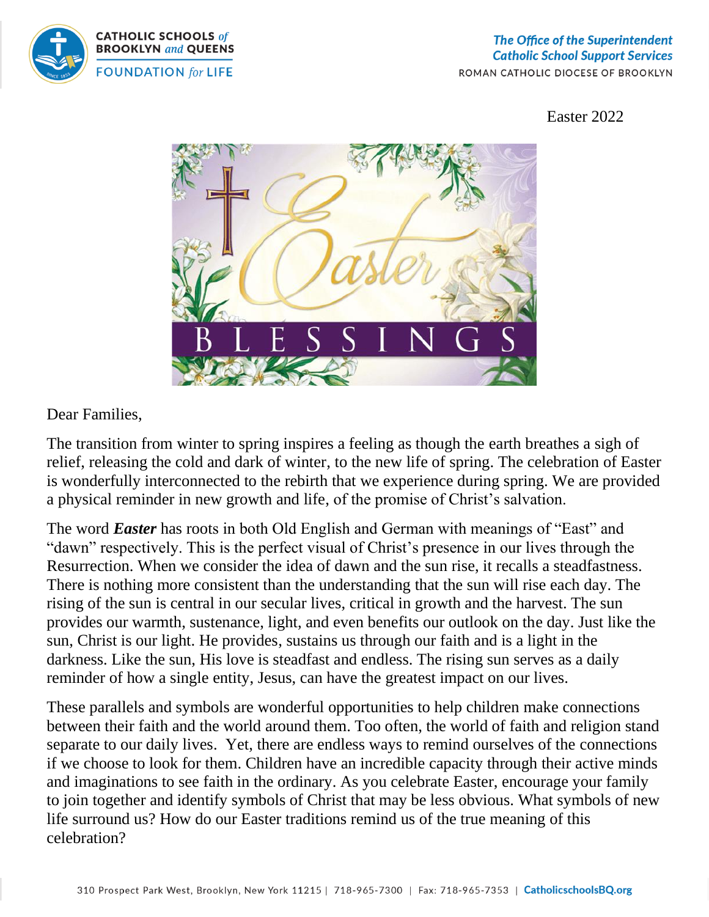CATHOLIC SCHOOLS *of* BROOKLYN *and* QUEENS
FOUNDATION *for* LIFE

***The Office of the Superintendent***
***Catholic School Support Services***
ROMAN CATHOLIC DIOCESE OF BROOKLYN

Easter 2022

Dear Families,

The transition from winter to spring inspires a feeling as though the earth breathes a sigh of relief, releasing the cold and dark of winter, to the new life of spring. The celebration of Easter is wonderfully interconnected to the rebirth that we experience during spring. We are provided a physical reminder in new growth and life, of the promise of Christ's salvation.

The word ***Easter*** has roots in both Old English and German with meanings of "East" and "dawn" respectively. This is the perfect visual of Christ's presence in our lives through the Resurrection. When we consider the idea of dawn and the sun rise, it recalls a steadfastness. There is nothing more consistent than the understanding that the sun will rise each day. The rising of the sun is central in our secular lives, critical in growth and the harvest. The sun provides our warmth, sustenance, light, and even benefits our outlook on the day. Just like the sun, Christ is our light. He provides, sustains us through our faith and is a light in the darkness. Like the sun, His love is steadfast and endless. The rising sun serves as a daily reminder of how a single entity, Jesus, can have the greatest impact on our lives.

These parallels and symbols are wonderful opportunities to help children make connections between their faith and the world around them. Too often, the world of faith and religion stand separate to our daily lives. Yet, there are endless ways to remind ourselves of the connections if we choose to look for them. Children have an incredible capacity through their active minds and imaginations to see faith in the ordinary. As you celebrate Easter, encourage your family to join together and identify symbols of Christ that may be less obvious. What symbols of new life surround us? How do our Easter traditions remind us of the true meaning of this celebration?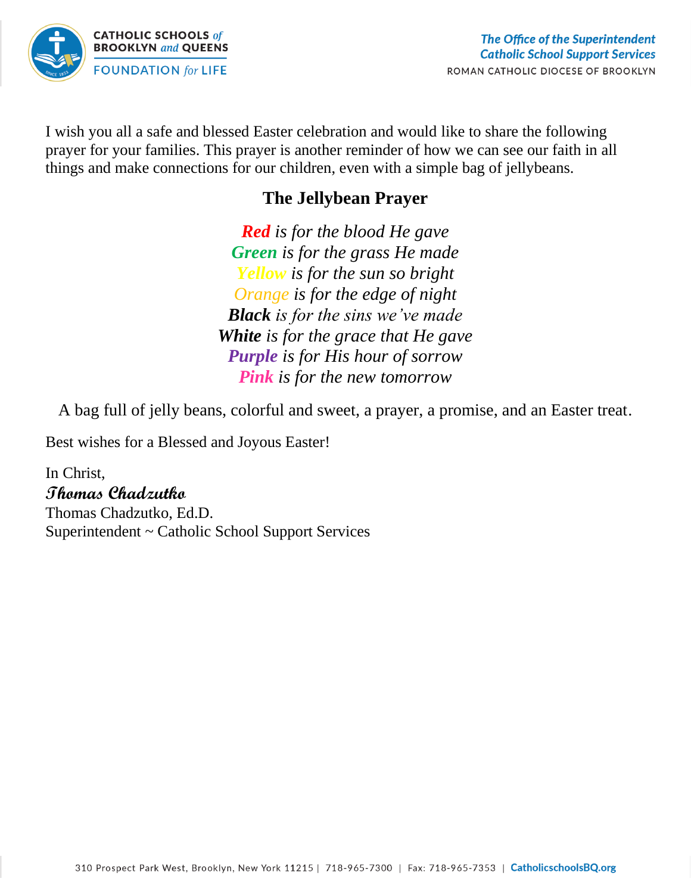I wish you all a safe and blessed Easter celebration and would like to share the following prayer for your families. This prayer is another reminder of how we can see our faith in all things and make connections for our children, even with a simple bag of jellybeans.

## The Jellybean Prayer

***Red*** *is for the blood He gave*
***Green*** *is for the grass He made*
*Yellow is for the sun so bright*
*Orange is for the edge of night*
***Black*** *is for the sins we've made*
***White*** *is for the grace that He gave*
***Purple*** *is for His hour of sorrow*
***Pink*** *is for the new tomorrow*

A bag full of jelly beans, colorful and sweet, a prayer, a promise, and an Easter treat.

Best wishes for a Blessed and Joyous Easter!

In Christ,
*Thomas Chadzutko*
Thomas Chadzutko, Ed.D.
Superintendent ~ Catholic School Support Services